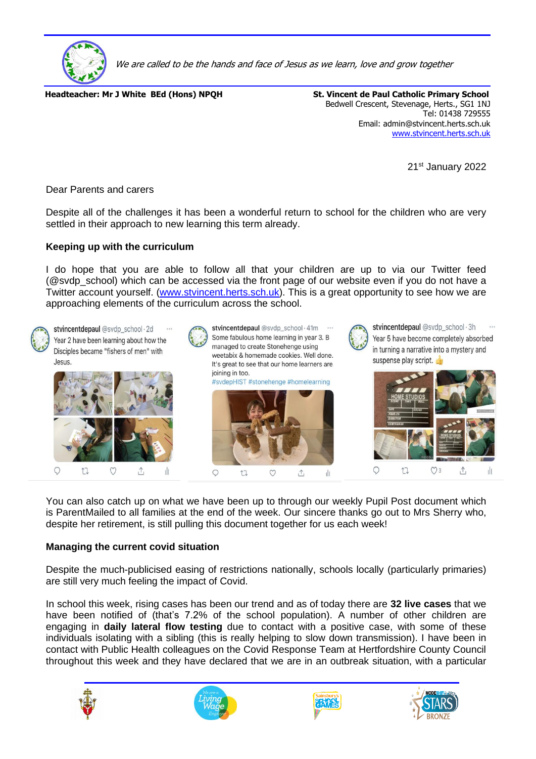*We are called to be the hands and face of Jesus as we learn, love and grow together*

**Headteacher: Mr J White BEd (Hons) NPQH**

**St. Vincent de Paul Catholic Primary School**
Bedwell Crescent, Stevenage, Herts., SG1 1NJ
Tel: 01438 729555
Email: admin@stvincent.herts.sch.uk
www.stvincent.herts.sch.uk

21st January 2022

Dear Parents and carers

Despite all of the challenges it has been a wonderful return to school for the children who are very settled in their approach to new learning this term already.

**Keeping up with the curriculum**

I do hope that you are able to follow all that your children are up to via our Twitter feed (@svdp_school) which can be accessed via the front page of our website even if you do not have a Twitter account yourself. (www.stvincent.herts.sch.uk). This is a great opportunity to see how we are approaching elements of the curriculum across the school.

stvincentdepaul @svdp_school · 2d
Year 2 have been learning about how the Disciples became "fishers of men" with Jesus.

stvincentdepaul @svdp_school · 41m
Some fabulous home learning in year 3. B managed to create Stonehenge using weetabix & homemade cookies. Well done. It's great to see that our home learners are joining in too.
#svdepHIST #stonehenge #homelearning

stvincentdepaul @svdp_school · 3h
Year 5 have become completely absorbed in turning a narrative into a mystery and suspense play script. 👍

You can also catch up on what we have been up to through our weekly Pupil Post document which is ParentMailed to all families at the end of the week. Our sincere thanks go out to Mrs Sherry who, despite her retirement, is still pulling this document together for us each week!

**Managing the current covid situation**

Despite the much-publicised easing of restrictions nationally, schools locally (particularly primaries) are still very much feeling the impact of Covid.

In school this week, rising cases has been our trend and as of today there are **32 live cases** that we have been notified of (that's 7.2% of the school population). A number of other children are engaging in **daily lateral flow testing** due to contact with a positive case, with some of these individuals isolating with a sibling (this is really helping to slow down transmission). I have been in contact with Public Health colleagues on the Covid Response Team at Hertfordshire County Council throughout this week and they have declared that we are in an outbreak situation, with a particular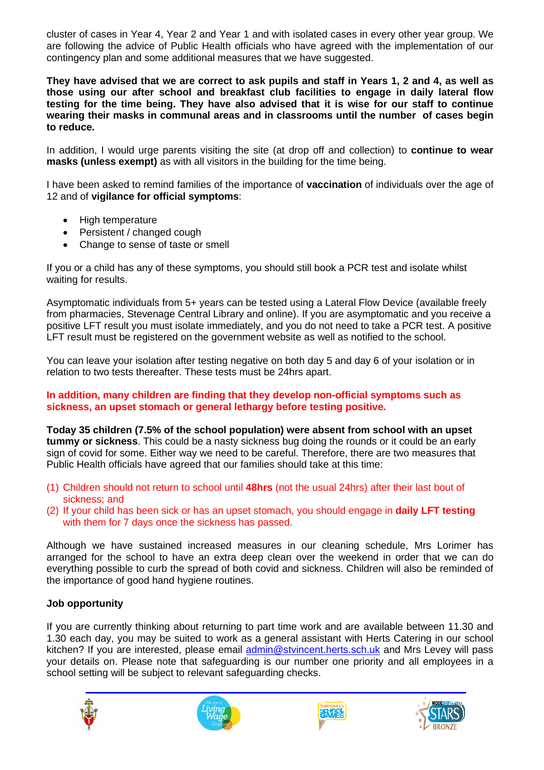cluster of cases in Year 4, Year 2 and Year 1 and with isolated cases in every other year group. We are following the advice of Public Health officials who have agreed with the implementation of our contingency plan and some additional measures that we have suggested.

**They have advised that we are correct to ask pupils and staff in Years 1, 2 and 4, as well as those using our after school and breakfast club facilities to engage in daily lateral flow testing for the time being. They have also advised that it is wise for our staff to continue wearing their masks in communal areas and in classrooms until the number of cases begin to reduce.**

In addition, I would urge parents visiting the site (at drop off and collection) to **continue to wear masks (unless exempt)** as with all visitors in the building for the time being.

I have been asked to remind families of the importance of **vaccination** of individuals over the age of 12 and of **vigilance for official symptoms**:

- High temperature
- Persistent / changed cough
- Change to sense of taste or smell

If you or a child has any of these symptoms, you should still book a PCR test and isolate whilst waiting for results.

Asymptomatic individuals from 5+ years can be tested using a Lateral Flow Device (available freely from pharmacies, Stevenage Central Library and online). If you are asymptomatic and you receive a positive LFT result you must isolate immediately, and you do not need to take a PCR test. A positive LFT result must be registered on the government website as well as notified to the school.

You can leave your isolation after testing negative on both day 5 and day 6 of your isolation or in relation to two tests thereafter. These tests must be 24hrs apart.

**In addition, many children are finding that they develop non-official symptoms such as sickness, an upset stomach or general lethargy before testing positive.**

**Today 35 children (7.5% of the school population) were absent from school with an upset tummy or sickness**. This could be a nasty sickness bug doing the rounds or it could be an early sign of covid for some. Either way we need to be careful. Therefore, there are two measures that Public Health officials have agreed that our families should take at this time:

(1) Children should not return to school until **48hrs** (not the usual 24hrs) after their last bout of sickness; and
(2) If your child has been sick or has an upset stomach, you should engage in **daily LFT testing** with them for 7 days once the sickness has passed.

Although we have sustained increased measures in our cleaning schedule, Mrs Lorimer has arranged for the school to have an extra deep clean over the weekend in order that we can do everything possible to curb the spread of both covid and sickness. Children will also be reminded of the importance of good hand hygiene routines.

**Job opportunity**

If you are currently thinking about returning to part time work and are available between 11.30 and 1.30 each day, you may be suited to work as a general assistant with Herts Catering in our school kitchen? If you are interested, please email admin@stvincent.herts.sch.uk and Mrs Levey will pass your details on. Please note that safeguarding is our number one priority and all employees in a school setting will be subject to relevant safeguarding checks.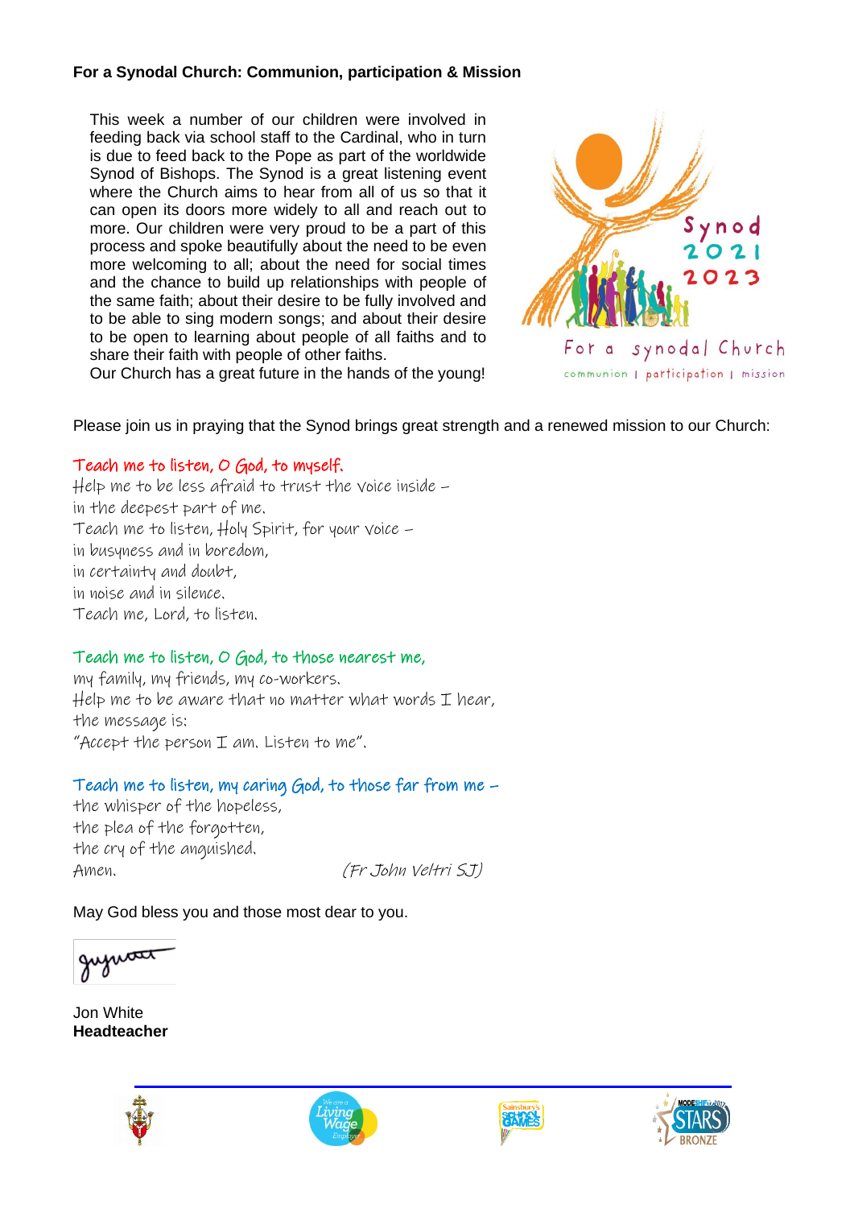**For a Synodal Church: Communion, participation & Mission**

This week a number of our children were involved in feeding back via school staff to the Cardinal, who in turn is due to feed back to the Pope as part of the worldwide Synod of Bishops. The Synod is a great listening event where the Church aims to hear from all of us so that it can open its doors more widely to all and reach out to more. Our children were very proud to be a part of this process and spoke beautifully about the need to be even more welcoming to all; about the need for social times and the chance to build up relationships with people of the same faith; about their desire to be fully involved and to be able to sing modern songs; and about their desire to be open to learning about people of all faiths and to share their faith with people of other faiths.

Our Church has a great future in the hands of the young!

Synod 2021 2023

For a synodal Church

communion | participation | mission

Please join us in praying that the Synod brings great strength and a renewed mission to our Church:

Teach me to listen, O God, to myself.
Help me to be less afraid to trust the voice inside –
in the deepest part of me.
Teach me to listen, Holy Spirit, for your voice –
in busyness and in boredom,
in certainty and doubt,
in noise and in silence.
Teach me, Lord, to listen.

Teach me to listen, O God, to those nearest me,
my family, my friends, my co-workers.
Help me to be aware that no matter what words I hear,
the message is:
"Accept the person I am. Listen to me".

Teach me to listen, my caring God, to those far from me –
the whisper of the hopeless,
the plea of the forgotten,
the cry of the anguished.
Amen. *(Fr John Veltri SJ)*

May God bless you and those most dear to you.

Jon White
**Headteacher**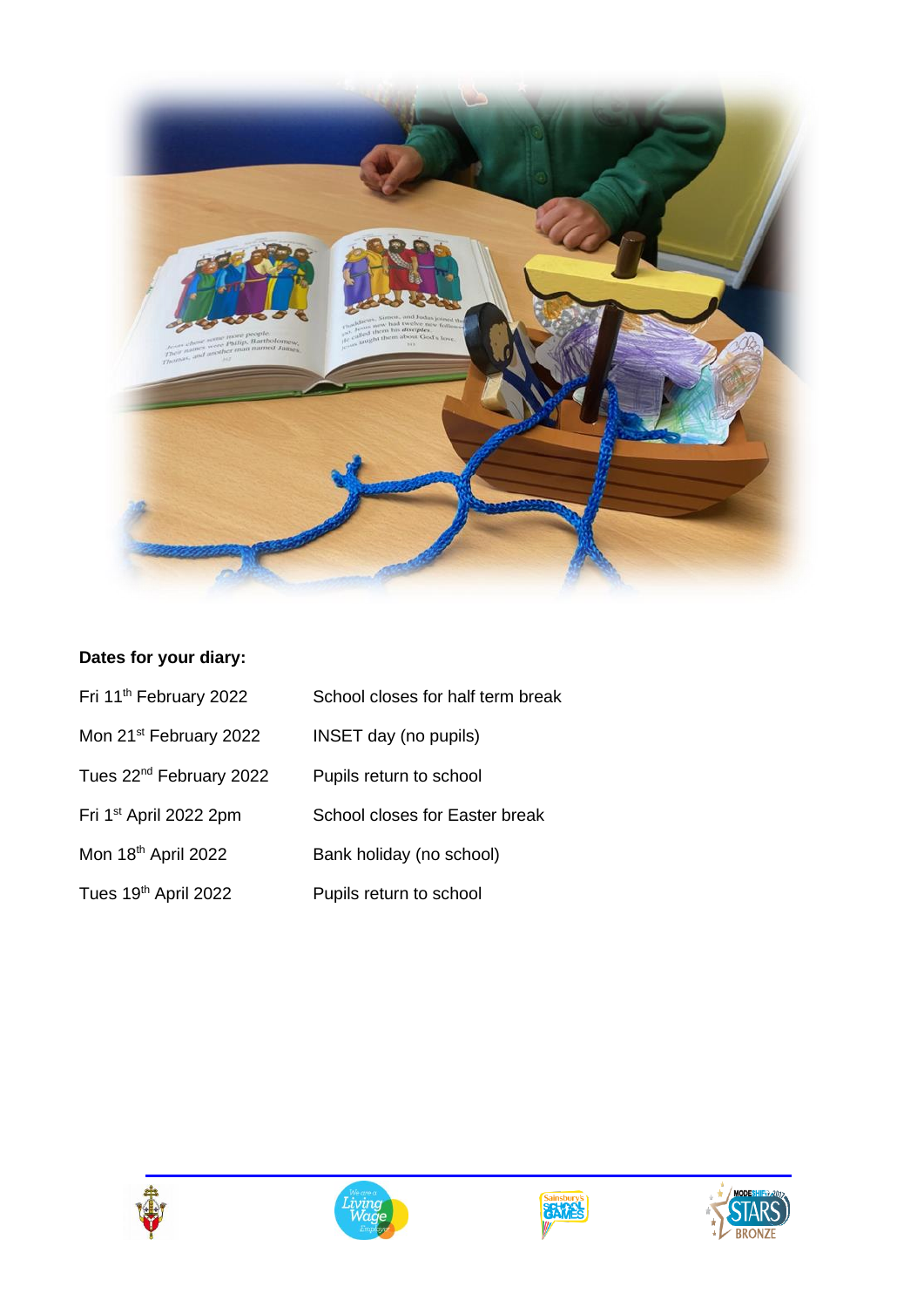**Dates for your diary:**

| | |
|---|---|
| Fri 11th February 2022 | School closes for half term break |
| Mon 21st February 2022 | INSET day (no pupils) |
| Tues 22nd February 2022 | Pupils return to school |
| Fri 1st April 2022 2pm | School closes for Easter break |
| Mon 18th April 2022 | Bank holiday (no school) |
| Tues 19th April 2022 | Pupils return to school |